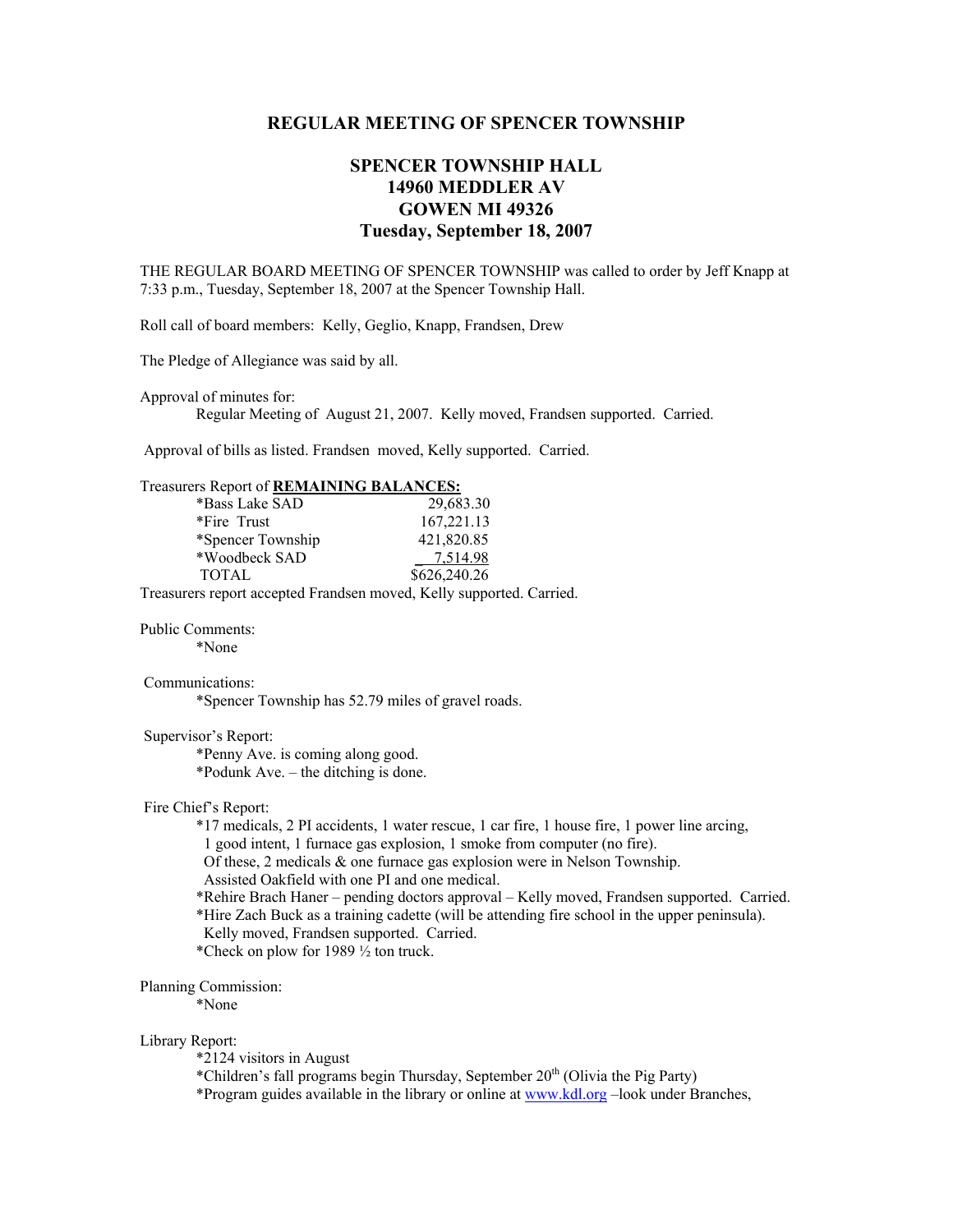## REGULAR MEETING OF SPENCER TOWNSHIP

### SPENCER TOWNSHIP HALL
### 14960 MEDDLER AV
### GOWEN MI 49326
### Tuesday, September 18, 2007

THE REGULAR BOARD MEETING OF SPENCER TOWNSHIP was called to order by Jeff Knapp at 7:33 p.m., Tuesday, September 18, 2007 at the Spencer Township Hall.

Roll call of board members: Kelly, Geglio, Knapp, Frandsen, Drew

The Pledge of Allegiance was said by all.

Approval of minutes for:

Regular Meeting of August 21, 2007. Kelly moved, Frandsen supported. Carried.

Approval of bills as listed. Frandsen moved, Kelly supported. Carried.

Treasurers Report of **REMAINING BALANCES:**

| | |
|---|---|
| *Bass Lake SAD | 29,683.30 |
| *Fire Trust | 167,221.13 |
| *Spencer Township | 421,820.85 |
| *Woodbeck SAD | 7,514.98 |
| TOTAL | $626,240.26 |

Treasurers report accepted Frandsen moved, Kelly supported. Carried.

Public Comments:

*None

Communications:

*Spencer Township has 52.79 miles of gravel roads.

Supervisor's Report:

*Penny Ave. is coming along good.
*Podunk Ave. – the ditching is done.

Fire Chief's Report:

*17 medicals, 2 PI accidents, 1 water rescue, 1 car fire, 1 house fire, 1 power line arcing, 1 good intent, 1 furnace gas explosion, 1 smoke from computer (no fire).
Of these, 2 medicals & one furnace gas explosion were in Nelson Township.
Assisted Oakfield with one PI and one medical.
*Rehire Brach Haner – pending doctors approval – Kelly moved, Frandsen supported. Carried.
*Hire Zach Buck as a training cadette (will be attending fire school in the upper peninsula).
Kelly moved, Frandsen supported. Carried.
*Check on plow for 1989 ½ ton truck.

Planning Commission:

*None

Library Report:

*2124 visitors in August
*Children's fall programs begin Thursday, September 20th (Olivia the Pig Party)
*Program guides available in the library or online at www.kdl.org –look under Branches,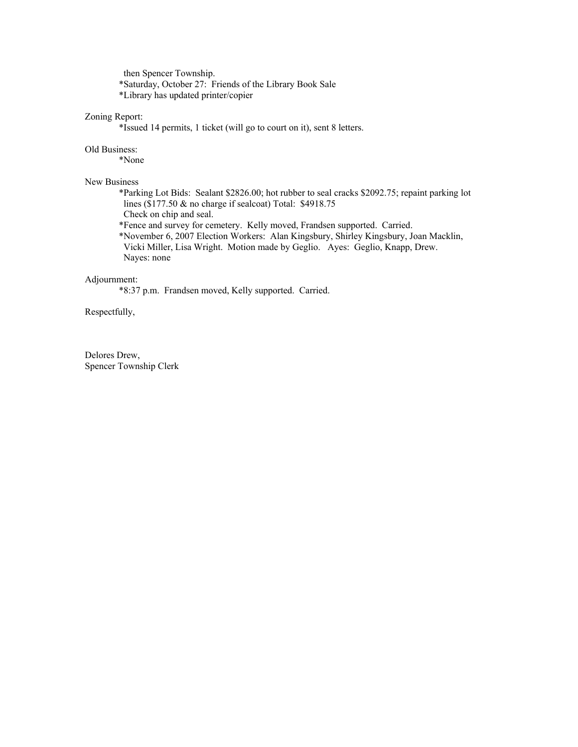then Spencer Township.

*Saturday, October 27: Friends of the Library Book Sale

*Library has updated printer/copier

Zoning Report:

*Issued 14 permits, 1 ticket (will go to court on it), sent 8 letters.

Old Business:

*None

New Business

*Parking Lot Bids: Sealant $2826.00; hot rubber to seal cracks $2092.75; repaint parking lot lines ($177.50 & no charge if sealcoat) Total: $4918.75
Check on chip and seal.

*Fence and survey for cemetery. Kelly moved, Frandsen supported. Carried.

*November 6, 2007 Election Workers: Alan Kingsbury, Shirley Kingsbury, Joan Macklin, Vicki Miller, Lisa Wright. Motion made by Geglio. Ayes: Geglio, Knapp, Drew.
Nayes: none

Adjournment:

*8:37 p.m. Frandsen moved, Kelly supported. Carried.

Respectfully,

Delores Drew,
Spencer Township Clerk